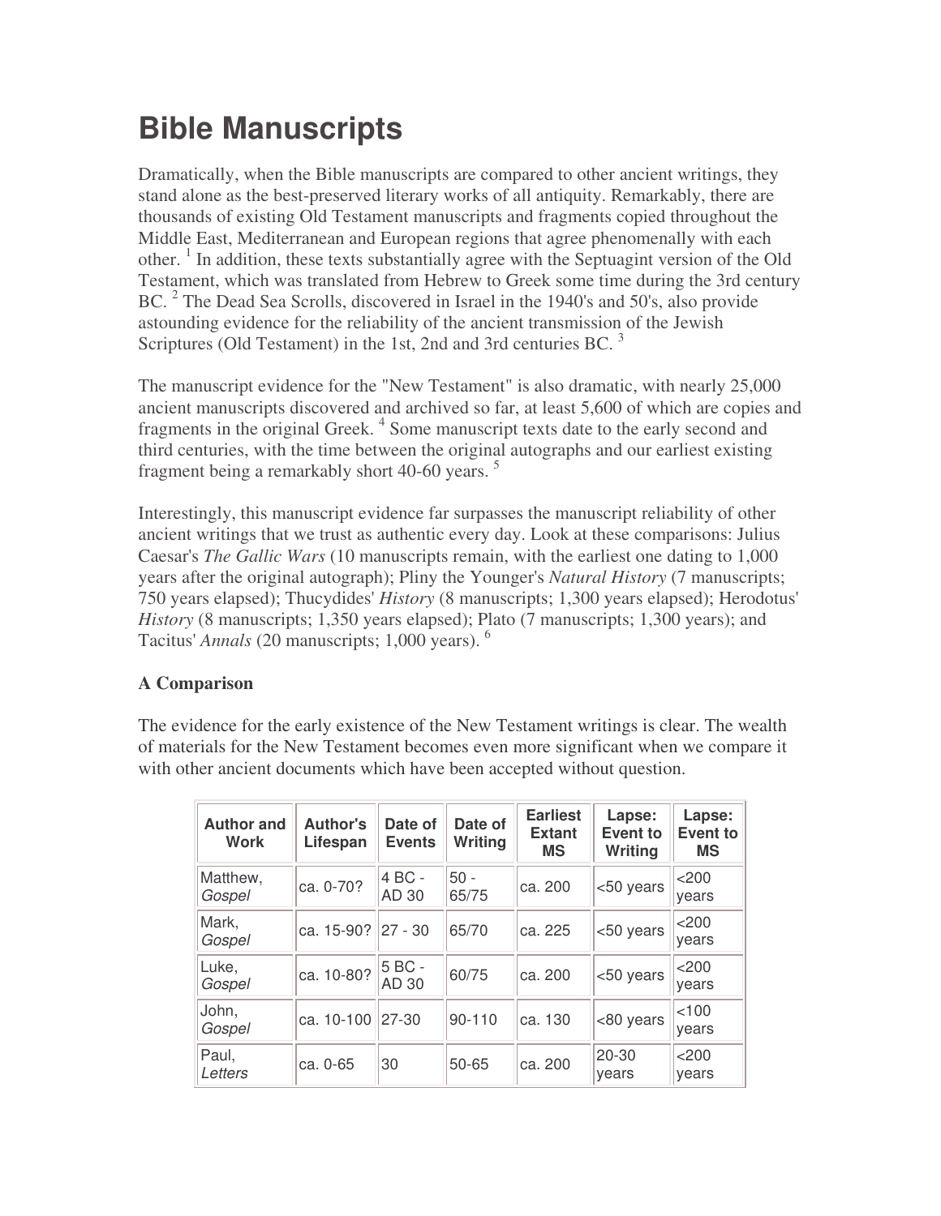# Bible Manuscripts

Dramatically, when the Bible manuscripts are compared to other ancient writings, they stand alone as the best-preserved literary works of all antiquity. Remarkably, there are thousands of existing Old Testament manuscripts and fragments copied throughout the Middle East, Mediterranean and European regions that agree phenomenally with each other. [1] In addition, these texts substantially agree with the Septuagint version of the Old Testament, which was translated from Hebrew to Greek some time during the 3rd century BC. [2] The Dead Sea Scrolls, discovered in Israel in the 1940's and 50's, also provide astounding evidence for the reliability of the ancient transmission of the Jewish Scriptures (Old Testament) in the 1st, 2nd and 3rd centuries BC. [3]

The manuscript evidence for the "New Testament" is also dramatic, with nearly 25,000 ancient manuscripts discovered and archived so far, at least 5,600 of which are copies and fragments in the original Greek. [4] Some manuscript texts date to the early second and third centuries, with the time between the original autographs and our earliest existing fragment being a remarkably short 40-60 years. [5]

Interestingly, this manuscript evidence far surpasses the manuscript reliability of other ancient writings that we trust as authentic every day. Look at these comparisons: Julius Caesar's *The Gallic Wars* (10 manuscripts remain, with the earliest one dating to 1,000 years after the original autograph); Pliny the Younger's *Natural History* (7 manuscripts; 750 years elapsed); Thucydides' *History* (8 manuscripts; 1,300 years elapsed); Herodotus' *History* (8 manuscripts; 1,350 years elapsed); Plato (7 manuscripts; 1,300 years); and Tacitus' *Annals* (20 manuscripts; 1,000 years). [6]

### A Comparison

The evidence for the early existence of the New Testament writings is clear. The wealth of materials for the New Testament becomes even more significant when we compare it with other ancient documents which have been accepted without question.

| Author and Work | Author's Lifespan | Date of Events | Date of Writing | Earliest Extant MS | Lapse: Event to Writing | Lapse: Event to MS |
|---|---|---|---|---|---|---|
| Matthew, *Gospel* | ca. 0-70? | 4 BC - AD 30 | 50 - 65/75 | ca. 200 | <50 years | <200 years |
| Mark, *Gospel* | ca. 15-90? | 27 - 30 | 65/70 | ca. 225 | <50 years | <200 years |
| Luke, *Gospel* | ca. 10-80? | 5 BC - AD 30 | 60/75 | ca. 200 | <50 years | <200 years |
| John, *Gospel* | ca. 10-100 | 27-30 | 90-110 | ca. 130 | <80 years | <100 years |
| Paul, *Letters* | ca. 0-65 | 30 | 50-65 | ca. 200 | 20-30 years | <200 years |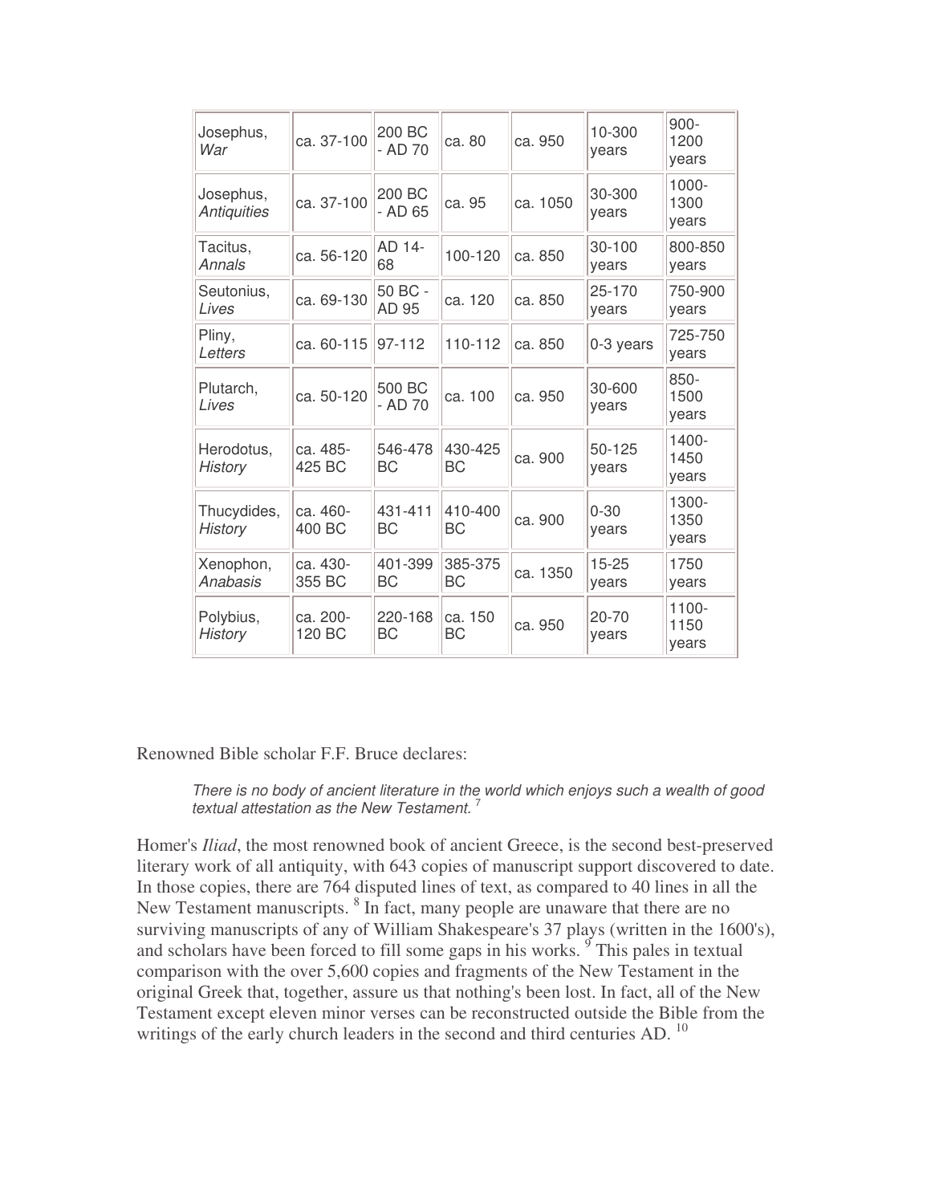| | | | | | | |
|---|---|---|---|---|---|---|
| Josephus, *War* | ca. 37-100 | 200 BC - AD 70 | ca. 80 | ca. 950 | 10-300 years | 900-1200 years |
| Josephus, *Antiquities* | ca. 37-100 | 200 BC - AD 65 | ca. 95 | ca. 1050 | 30-300 years | 1000-1300 years |
| Tacitus, *Annals* | ca. 56-120 | AD 14-68 | 100-120 | ca. 850 | 30-100 years | 800-850 years |
| Seutonius, *Lives* | ca. 69-130 | 50 BC - AD 95 | ca. 120 | ca. 850 | 25-170 years | 750-900 years |
| Pliny, *Letters* | ca. 60-115 | 97-112 | 110-112 | ca. 850 | 0-3 years | 725-750 years |
| Plutarch, *Lives* | ca. 50-120 | 500 BC - AD 70 | ca. 100 | ca. 950 | 30-600 years | 850-1500 years |
| Herodotus, *History* | ca. 485-425 BC | 546-478 BC | 430-425 BC | ca. 900 | 50-125 years | 1400-1450 years |
| Thucydides, *History* | ca. 460-400 BC | 431-411 BC | 410-400 BC | ca. 900 | 0-30 years | 1300-1350 years |
| Xenophon, *Anabasis* | ca. 430-355 BC | 401-399 BC | 385-375 BC | ca. 1350 | 15-25 years | 1750 years |
| Polybius, *History* | ca. 200-120 BC | 220-168 BC | ca. 150 BC | ca. 950 | 20-70 years | 1100-1150 years |

Renowned Bible scholar F.F. Bruce declares:

> *There is no body of ancient literature in the world which enjoys such a wealth of good textual attestation as the New Testament.* [7]

Homer's *Iliad*, the most renowned book of ancient Greece, is the second best-preserved literary work of all antiquity, with 643 copies of manuscript support discovered to date. In those copies, there are 764 disputed lines of text, as compared to 40 lines in all the New Testament manuscripts. [8] In fact, many people are unaware that there are no surviving manuscripts of any of William Shakespeare's 37 plays (written in the 1600's), and scholars have been forced to fill some gaps in his works. [9] This pales in textual comparison with the over 5,600 copies and fragments of the New Testament in the original Greek that, together, assure us that nothing's been lost. In fact, all of the New Testament except eleven minor verses can be reconstructed outside the Bible from the writings of the early church leaders in the second and third centuries AD. [10]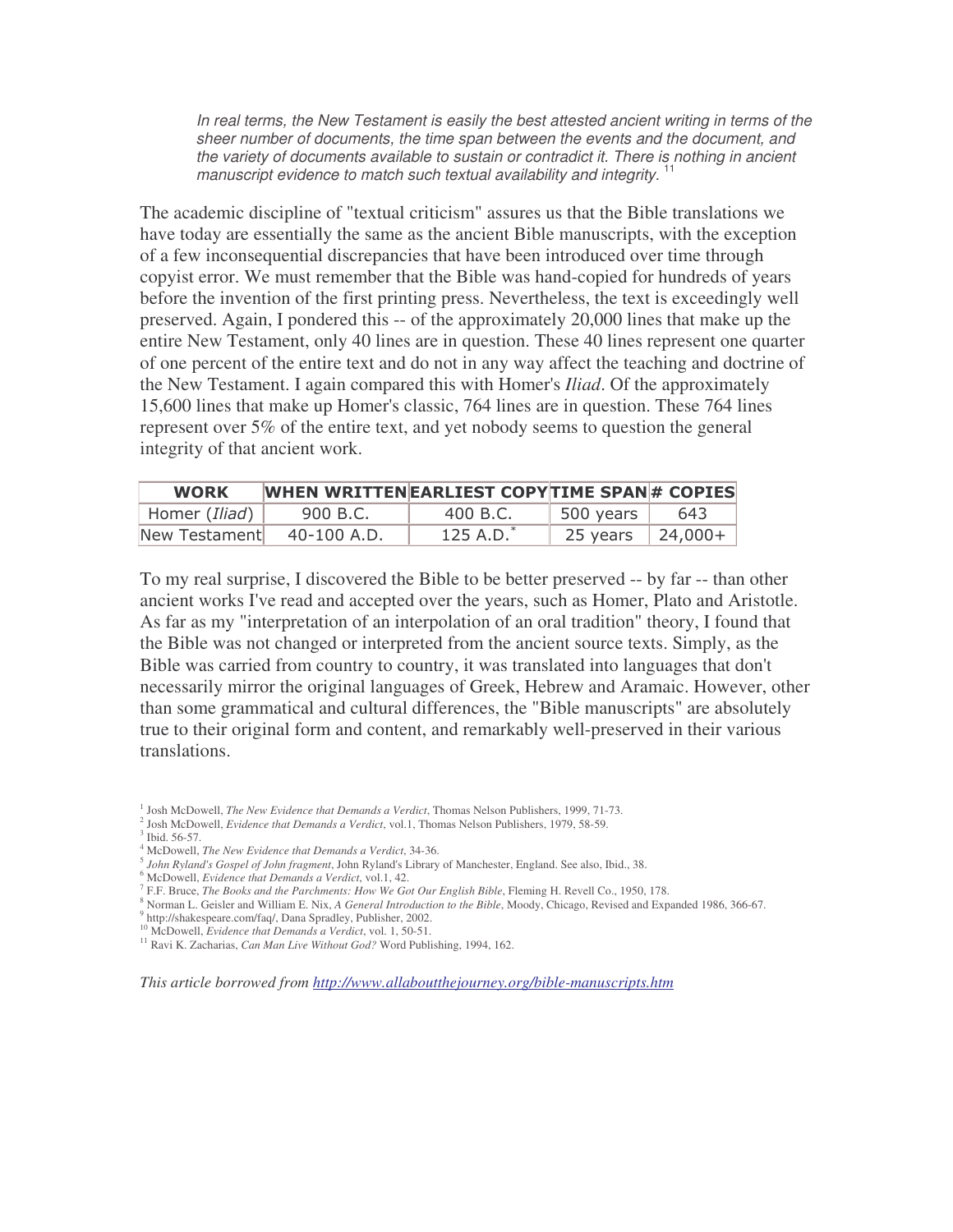*In real terms, the New Testament is easily the best attested ancient writing in terms of the sheer number of documents, the time span between the events and the document, and the variety of documents available to sustain or contradict it. There is nothing in ancient manuscript evidence to match such textual availability and integrity.* [11]

The academic discipline of "textual criticism" assures us that the Bible translations we have today are essentially the same as the ancient Bible manuscripts, with the exception of a few inconsequential discrepancies that have been introduced over time through copyist error. We must remember that the Bible was hand-copied for hundreds of years before the invention of the first printing press. Nevertheless, the text is exceedingly well preserved. Again, I pondered this -- of the approximately 20,000 lines that make up the entire New Testament, only 40 lines are in question. These 40 lines represent one quarter of one percent of the entire text and do not in any way affect the teaching and doctrine of the New Testament. I again compared this with Homer's *Iliad*. Of the approximately 15,600 lines that make up Homer's classic, 764 lines are in question. These 764 lines represent over 5% of the entire text, and yet nobody seems to question the general integrity of that ancient work.

| WORK | WHEN WRITTEN | EARLIEST COPY | TIME SPAN | # COPIES |
|---|---|---|---|---|
| Homer (*Iliad*) | 900 B.C. | 400 B.C. | 500 years | 643 |
| New Testament | 40-100 A.D. | 125 A.D.* | 25 years | 24,000+ |

To my real surprise, I discovered the Bible to be better preserved -- by far -- than other ancient works I've read and accepted over the years, such as Homer, Plato and Aristotle. As far as my "interpretation of an interpolation of an oral tradition" theory, I found that the Bible was not changed or interpreted from the ancient source texts. Simply, as the Bible was carried from country to country, it was translated into languages that don't necessarily mirror the original languages of Greek, Hebrew and Aramaic. However, other than some grammatical and cultural differences, the "Bible manuscripts" are absolutely true to their original form and content, and remarkably well-preserved in their various translations.

[1] Josh McDowell, *The New Evidence that Demands a Verdict*, Thomas Nelson Publishers, 1999, 71-73.
[2] Josh McDowell, *Evidence that Demands a Verdict*, vol.1, Thomas Nelson Publishers, 1979, 58-59.
[3] Ibid. 56-57.
[4] McDowell, *The New Evidence that Demands a Verdict*, 34-36.
[5] *John Ryland's Gospel of John fragment*, John Ryland's Library of Manchester, England. See also, Ibid., 38.
[6] McDowell, *Evidence that Demands a Verdict*, vol.1, 42.
[7] F.F. Bruce, *The Books and the Parchments: How We Got Our English Bible*, Fleming H. Revell Co., 1950, 178.
[8] Norman L. Geisler and William E. Nix, *A General Introduction to the Bible*, Moody, Chicago, Revised and Expanded 1986, 366-67.
[9] http://shakespeare.com/faq/, Dana Spradley, Publisher, 2002.
[10] McDowell, *Evidence that Demands a Verdict*, vol. 1, 50-51.
[11] Ravi K. Zacharias, *Can Man Live Without God?* Word Publishing, 1994, 162.

*This article borrowed from [http://www.allaboutthejourney.org/bible-manuscripts.htm](http://www.allaboutthejourney.org/bible-manuscripts.htm)*